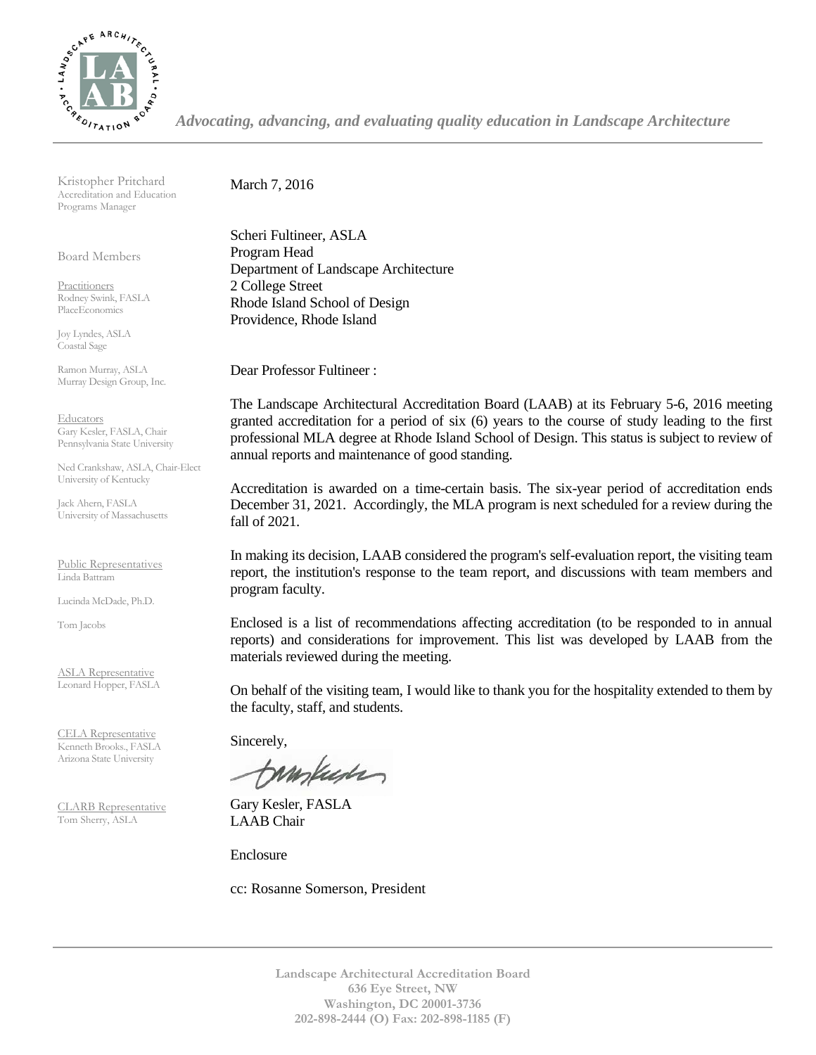*Advocating, advancing, and evaluating quality education in Landscape Architecture*

Kristopher Pritchard
Accreditation and Education Programs Manager

Board Members

Practitioners
Rodney Swink, FASLA
PlaceEconomics

Joy Lyndes, ASLA
Coastal Sage

Ramon Murray, ASLA
Murray Design Group, Inc.

Educators
Gary Kesler, FASLA, Chair
Pennsylvania State University

Ned Crankshaw, ASLA, Chair-Elect
University of Kentucky

Jack Ahern, FASLA
University of Massachusetts

Public Representatives
Linda Battram

Lucinda McDade, Ph.D.

Tom Jacobs

ASLA Representative
Leonard Hopper, FASLA

CELA Representative
Kenneth Brooks., FASLA
Arizona State University

CLARB Representative
Tom Sherry, ASLA

March 7, 2016

Scheri Fultineer, ASLA
Program Head
Department of Landscape Architecture
2 College Street
Rhode Island School of Design
Providence, Rhode Island

Dear Professor Fultineer :

The Landscape Architectural Accreditation Board (LAAB) at its February 5-6, 2016 meeting granted accreditation for a period of six (6) years to the course of study leading to the first professional MLA degree at Rhode Island School of Design. This status is subject to review of annual reports and maintenance of good standing.

Accreditation is awarded on a time-certain basis. The six-year period of accreditation ends December 31, 2021. Accordingly, the MLA program is next scheduled for a review during the fall of 2021.

In making its decision, LAAB considered the program's self-evaluation report, the visiting team report, the institution's response to the team report, and discussions with team members and program faculty.

Enclosed is a list of recommendations affecting accreditation (to be responded to in annual reports) and considerations for improvement. This list was developed by LAAB from the materials reviewed during the meeting.

On behalf of the visiting team, I would like to thank you for the hospitality extended to them by the faculty, staff, and students.

Sincerely,

Gary Kesler, FASLA
LAAB Chair

Enclosure

cc: Rosanne Somerson, President

**Landscape Architectural Accreditation Board**
**636 Eye Street, NW**
**Washington, DC 20001-3736**
**202-898-2444 (O) Fax: 202-898-1185 (F)**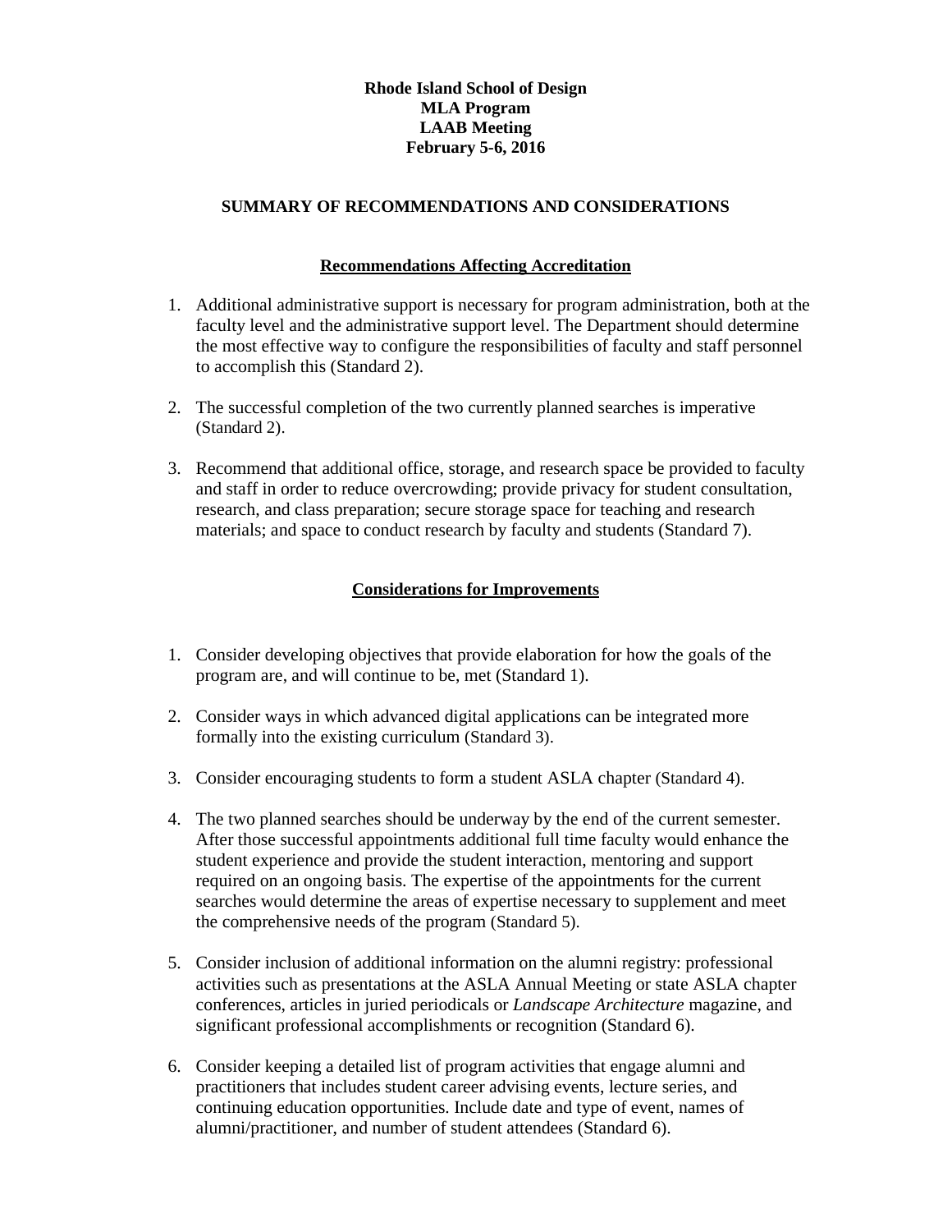**Rhode Island School of Design**
**MLA Program**
**LAAB Meeting**
**February 5-6, 2016**

## SUMMARY OF RECOMMENDATIONS AND CONSIDERATIONS

### Recommendations Affecting Accreditation

1. Additional administrative support is necessary for program administration, both at the faculty level and the administrative support level. The Department should determine the most effective way to configure the responsibilities of faculty and staff personnel to accomplish this (Standard 2).

2. The successful completion of the two currently planned searches is imperative (Standard 2).

3. Recommend that additional office, storage, and research space be provided to faculty and staff in order to reduce overcrowding; provide privacy for student consultation, research, and class preparation; secure storage space for teaching and research materials; and space to conduct research by faculty and students (Standard 7).

### Considerations for Improvements

1. Consider developing objectives that provide elaboration for how the goals of the program are, and will continue to be, met (Standard 1).

2. Consider ways in which advanced digital applications can be integrated more formally into the existing curriculum (Standard 3).

3. Consider encouraging students to form a student ASLA chapter (Standard 4).

4. The two planned searches should be underway by the end of the current semester. After those successful appointments additional full time faculty would enhance the student experience and provide the student interaction, mentoring and support required on an ongoing basis. The expertise of the appointments for the current searches would determine the areas of expertise necessary to supplement and meet the comprehensive needs of the program (Standard 5).

5. Consider inclusion of additional information on the alumni registry: professional activities such as presentations at the ASLA Annual Meeting or state ASLA chapter conferences, articles in juried periodicals or *Landscape Architecture* magazine, and significant professional accomplishments or recognition (Standard 6).

6. Consider keeping a detailed list of program activities that engage alumni and practitioners that includes student career advising events, lecture series, and continuing education opportunities. Include date and type of event, names of alumni/practitioner, and number of student attendees (Standard 6).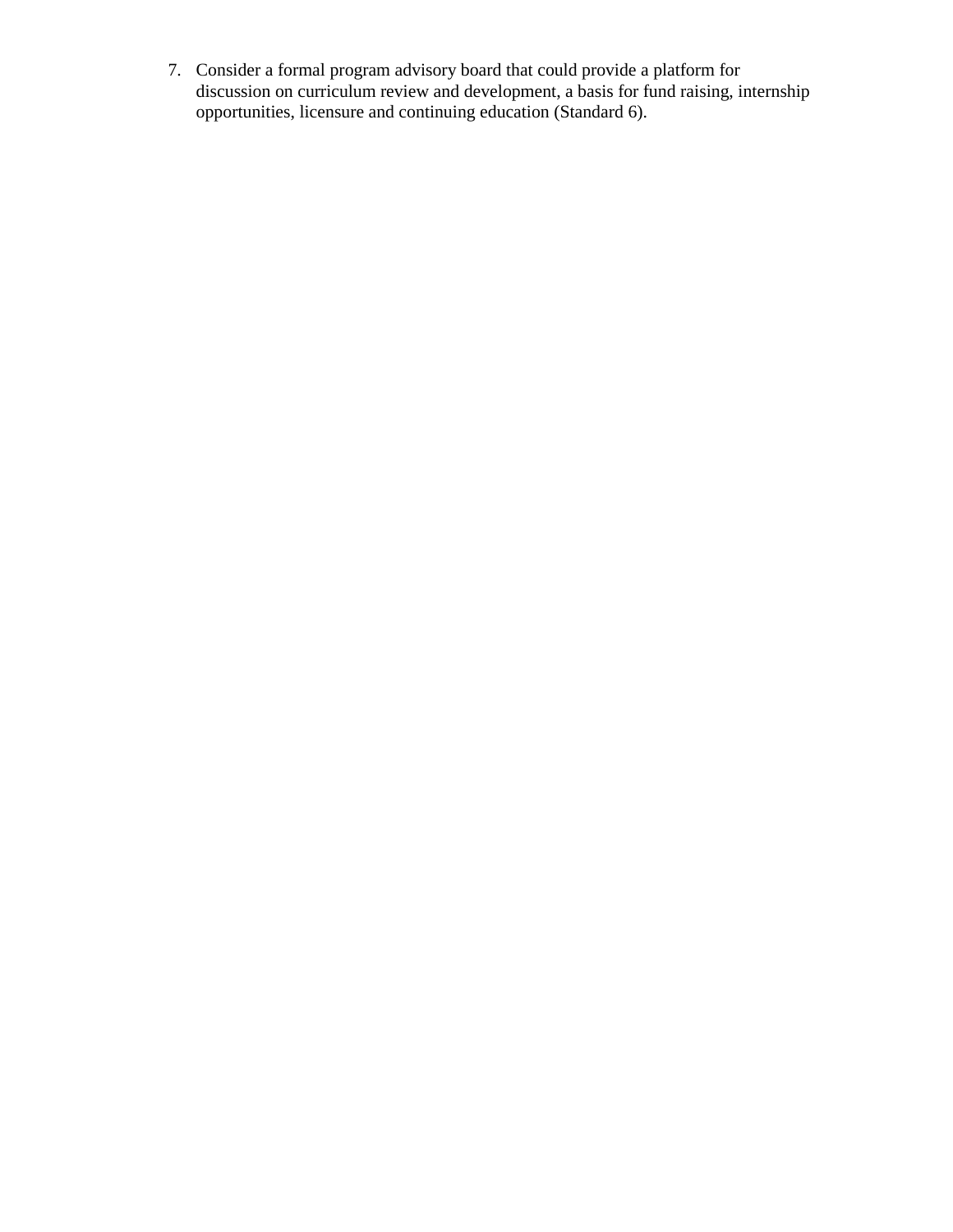7. Consider a formal program advisory board that could provide a platform for discussion on curriculum review and development, a basis for fund raising, internship opportunities, licensure and continuing education (Standard 6).